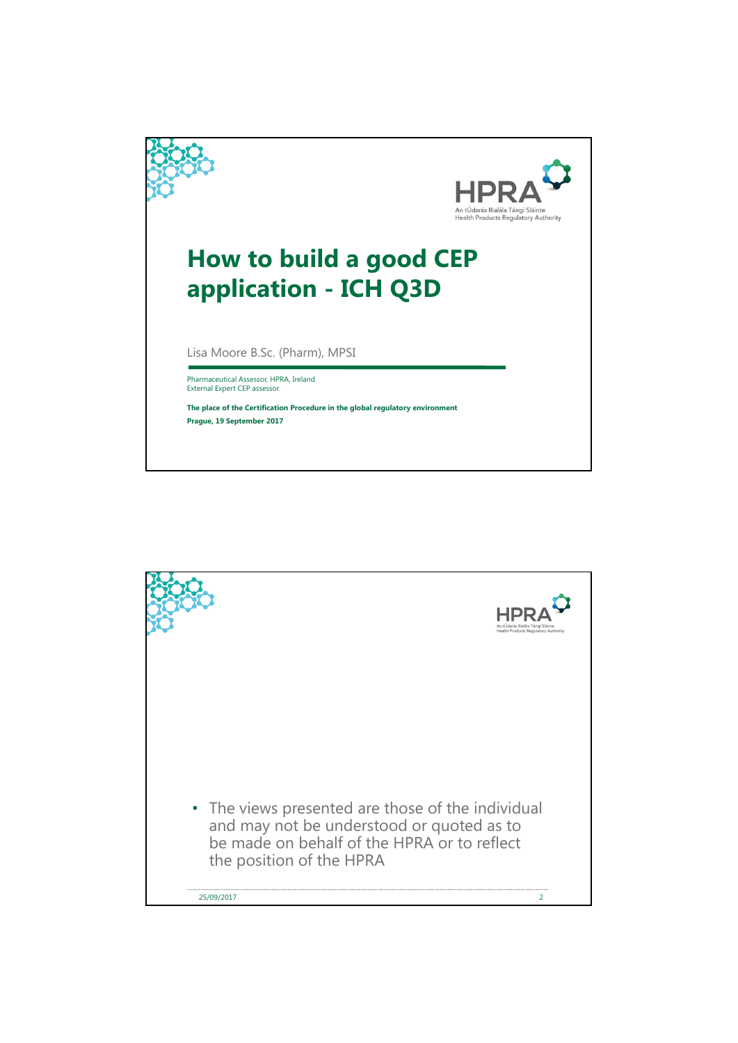# How to build a good CEP application - ICH Q3D

Lisa Moore B.Sc. (Pharm), MPSI

Pharmaceutical Assessor, HPRA, Ireland
External Expert CEP assessor.

**The place of the Certification Procedure in the global regulatory environment**
**Prague, 19 September 2017**

---

- The views presented are those of the individual and may not be understood or quoted as to be made on behalf of the HPRA or to reflect the position of the HPRA

25/09/2017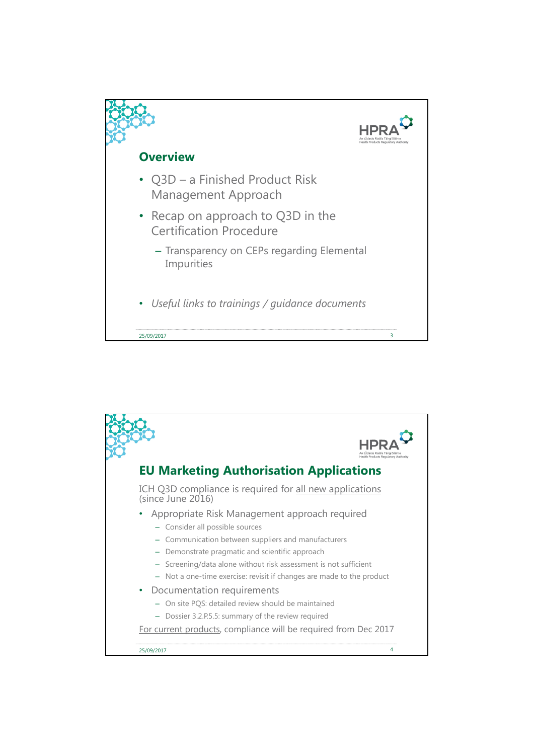## Overview

- Q3D – a Finished Product Risk Management Approach
- Recap on approach to Q3D in the Certification Procedure
  - Transparency on CEPs regarding Elemental Impurities
- *Useful links to trainings / guidance documents*

## EU Marketing Authorisation Applications

ICH Q3D compliance is required for all new applications (since June 2016)

- Appropriate Risk Management approach required
  - Consider all possible sources
  - Communication between suppliers and manufacturers
  - Demonstrate pragmatic and scientific approach
  - Screening/data alone without risk assessment is not sufficient
  - Not a one-time exercise: revisit if changes are made to the product
- Documentation requirements
  - On site PQS: detailed review should be maintained
  - Dossier 3.2.P.5.5: summary of the review required

For current products, compliance will be required from Dec 2017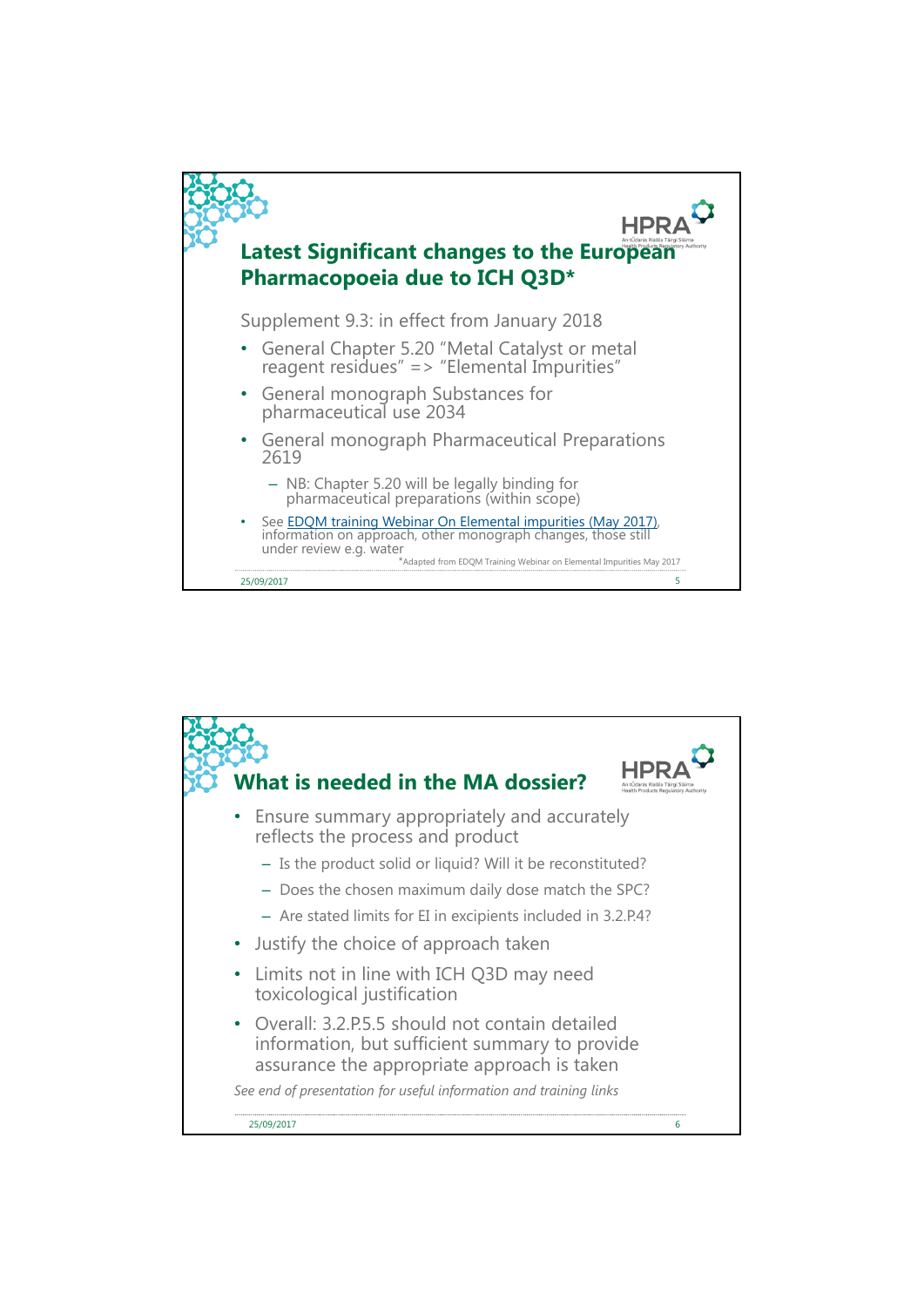## Latest Significant changes to the European Pharmacopoeia due to ICH Q3D*

Supplement 9.3: in effect from January 2018

- General Chapter 5.20 "Metal Catalyst or metal reagent residues" => "Elemental Impurities"
- General monograph Substances for pharmaceutical use 2034
- General monograph Pharmaceutical Preparations 2619
  - NB: Chapter 5.20 will be legally binding for pharmaceutical preparations (within scope)
- See [EDQM training Webinar On Elemental impurities (May 2017)](), information on approach, other monograph changes, those still under review e.g. water

*Adapted from EDQM Training Webinar on Elemental Impurities May 2017

## What is needed in the MA dossier?

- Ensure summary appropriately and accurately reflects the process and product
  - Is the product solid or liquid? Will it be reconstituted?
  - Does the chosen maximum daily dose match the SPC?
  - Are stated limits for EI in excipients included in 3.2.P.4?
- Justify the choice of approach taken
- Limits not in line with ICH Q3D may need toxicological justification
- Overall: 3.2.P.5.5 should not contain detailed information, but sufficient summary to provide assurance the appropriate approach is taken

*See end of presentation for useful information and training links*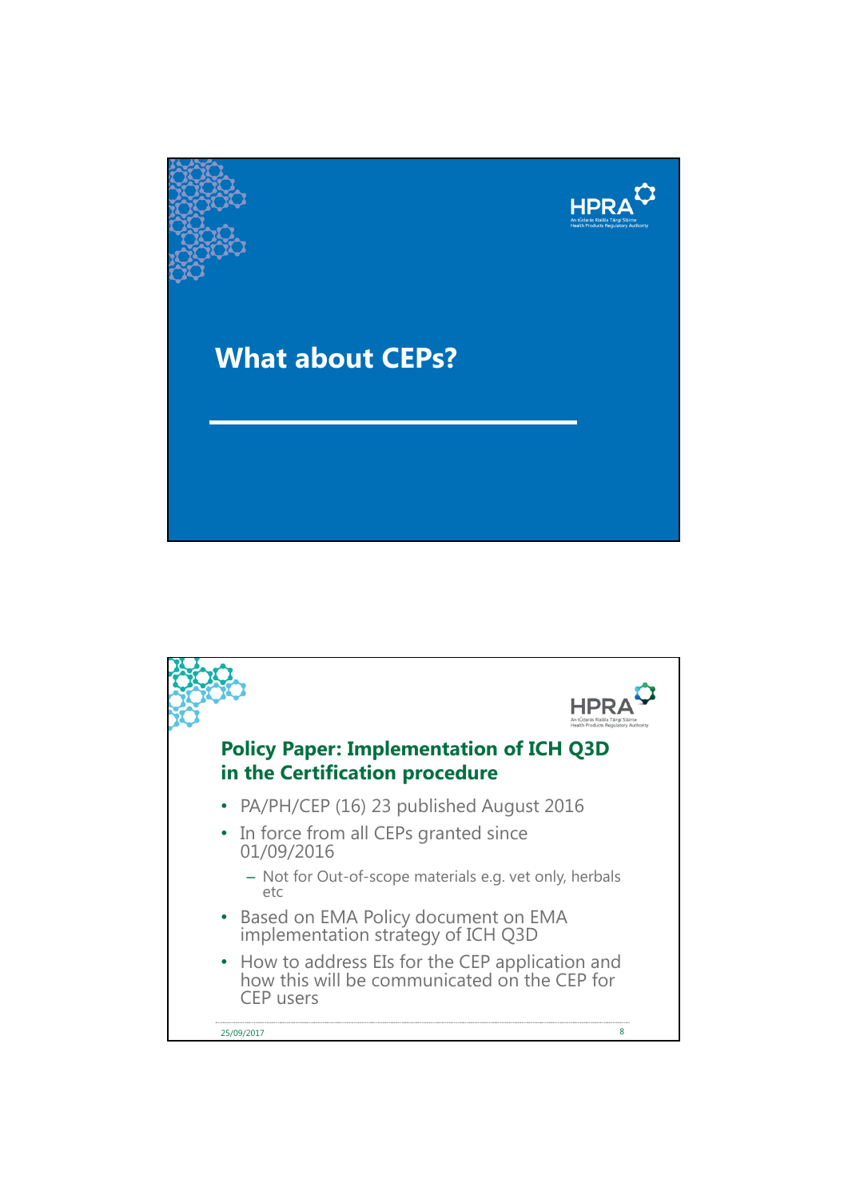# What about CEPs?

## Policy Paper: Implementation of ICH Q3D in the Certification procedure

- PA/PH/CEP (16) 23 published August 2016
- In force from all CEPs granted since 01/09/2016
  - Not for Out-of-scope materials e.g. vet only, herbals etc
- Based on EMA Policy document on EMA implementation strategy of ICH Q3D
- How to address EIs for the CEP application and how this will be communicated on the CEP for CEP users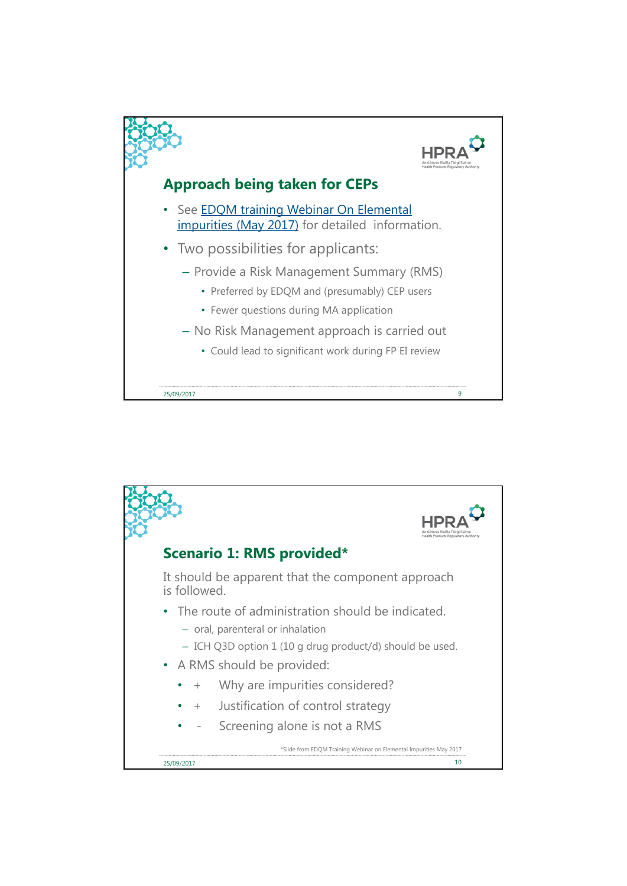## Approach being taken for CEPs

- See EDQM training Webinar On Elemental impurities (May 2017) for detailed information.
- Two possibilities for applicants:
  - Provide a Risk Management Summary (RMS)
    - Preferred by EDQM and (presumably) CEP users
    - Fewer questions during MA application
  - No Risk Management approach is carried out
    - Could lead to significant work during FP EI review

## Scenario 1: RMS provided*

It should be apparent that the component approach is followed.

- The route of administration should be indicated.
  - oral, parenteral or inhalation
  - ICH Q3D option 1 (10 g drug product/d) should be used.
- A RMS should be provided:
  - \+ Why are impurities considered?
  - \+ Justification of control strategy
  - \- Screening alone is not a RMS

*Slide from EDQM Training Webinar on Elemental Impurities May 2017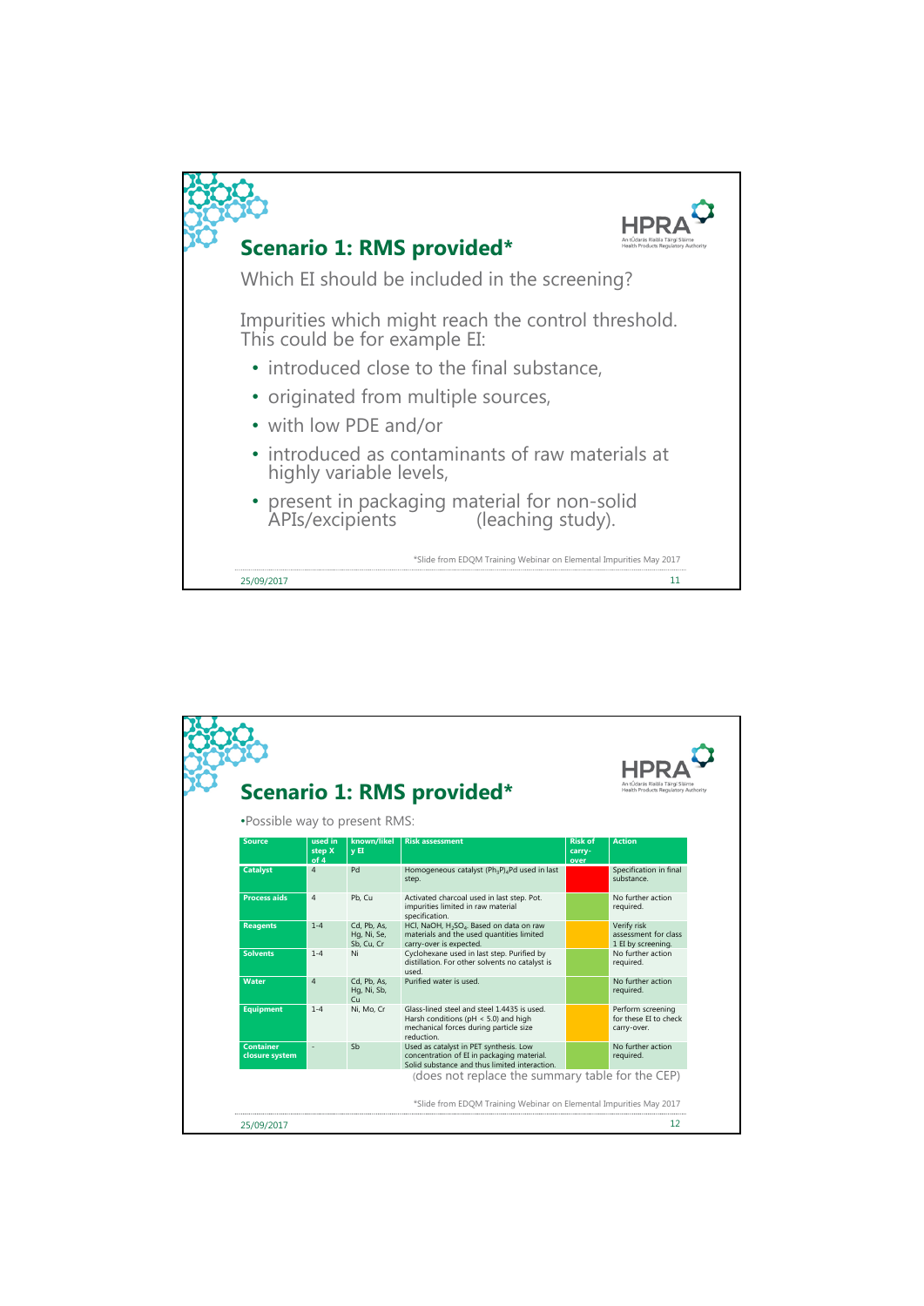## Scenario 1: RMS provided*

Which EI should be included in the screening?

Impurities which might reach the control threshold. This could be for example EI:

- introduced close to the final substance,
- originated from multiple sources,
- with low PDE and/or
- introduced as contaminants of raw materials at highly variable levels,
- present in packaging material for non-solid APIs/excipients (leaching study).

*Slide from EDQM Training Webinar on Elemental Impurities May 2017

## Scenario 1: RMS provided*

•Possible way to present RMS:

| Source | used in step X of 4 | known/likely EI | Risk assessment | Risk of carry-over | Action |
|---|---|---|---|---|---|
| Catalyst | 4 | Pd | Homogeneous catalyst $(Ph_3P)_4Pd$ used in last step. | | Specification in final substance. |
| Process aids | 4 | Pb, Cu | Activated charcoal used in last step. Pot. impurities limited in raw material specification. | | No further action required. |
| Reagents | 1-4 | Cd, Pb, As, Hg, Ni, Se, Sb, Cu, Cr | HCl, NaOH, $H_2SO_4$. Based on data on raw materials and the used quantities limited carry-over is expected. | | Verify risk assessment for class 1 EI by screening. |
| Solvents | 1-4 | Ni | Cyclohexane used in last step. Purified by distillation. For other solvents no catalyst is used. | | No further action required. |
| Water | 4 | Cd, Pb, As, Hg, Ni, Sb, Cu | Purified water is used. | | No further action required. |
| Equipment | 1-4 | Ni, Mo, Cr | Glass-lined steel and steel 1.4435 is used. Harsh conditions (pH < 5.0) and high mechanical forces during particle size reduction. | | Perform screening for these EI to check carry-over. |
| Container closure system | - | Sb | Used as catalyst in PET synthesis. Low concentration of EI in packaging material. Solid substance and thus limited interaction. | | No further action required. |

(does not replace the summary table for the CEP)

*Slide from EDQM Training Webinar on Elemental Impurities May 2017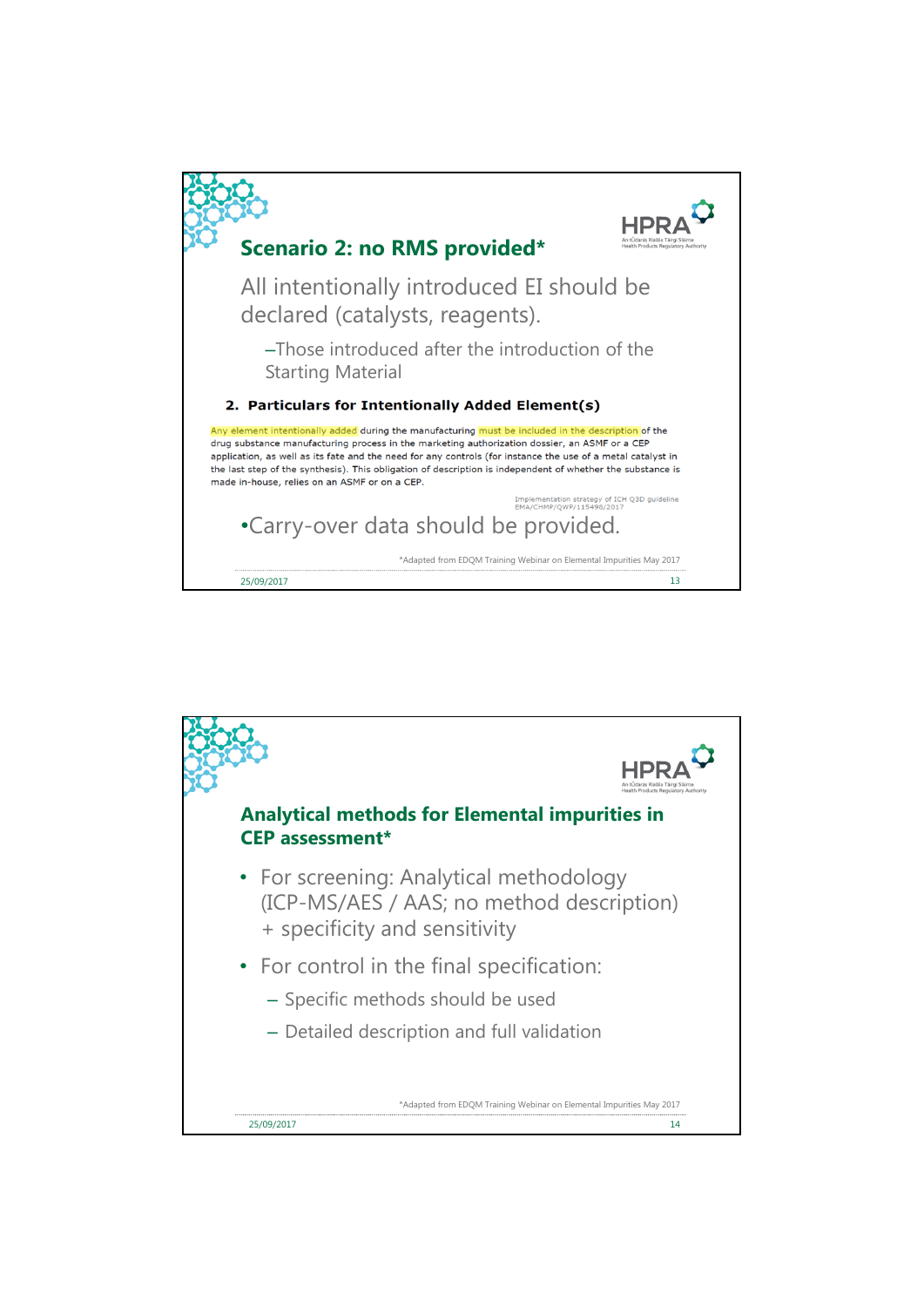## Scenario 2: no RMS provided*

All intentionally introduced EI should be declared (catalysts, reagents).

– Those introduced after the introduction of the Starting Material

**2. Particulars for Intentionally Added Element(s)**

Any element intentionally added during the manufacturing must be included in the description of the drug substance manufacturing process in the marketing authorization dossier, an ASMF or a CEP application, as well as its fate and the need for any controls (for instance the use of a metal catalyst in the last step of the synthesis). This obligation of description is independent of whether the substance is made in-house, relies on an ASMF or on a CEP.

Implementation strategy of ICH Q3D guideline EMA/CHMP/QWP/115498/2017

- Carry-over data should be provided.

*Adapted from EDQM Training Webinar on Elemental Impurities May 2017

## Analytical methods for Elemental impurities in CEP assessment*

- For screening: Analytical methodology (ICP-MS/AES / AAS; no method description) + specificity and sensitivity
- For control in the final specification:
  - Specific methods should be used
  - Detailed description and full validation

*Adapted from EDQM Training Webinar on Elemental Impurities May 2017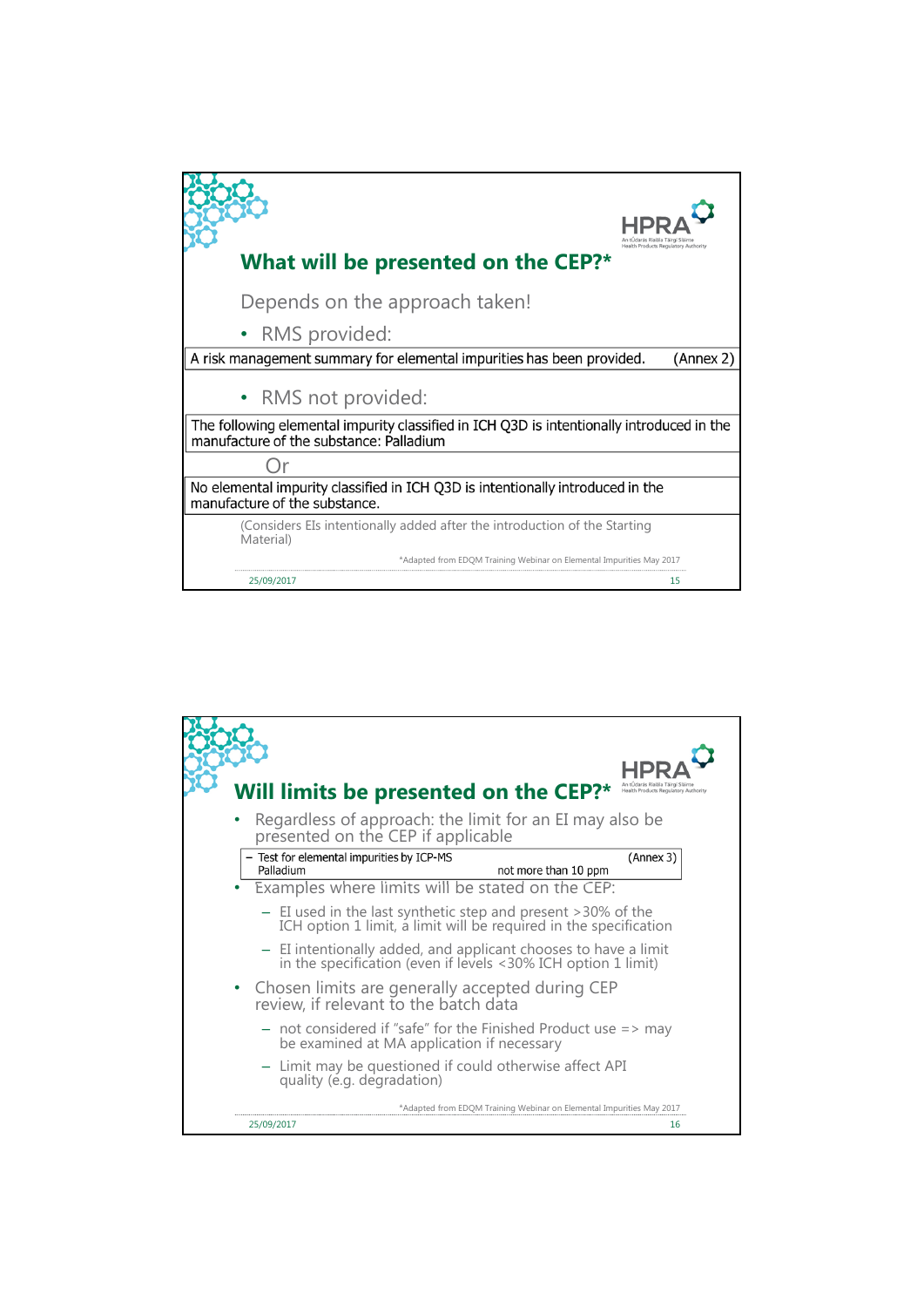## What will be presented on the CEP?*

Depends on the approach taken!

- RMS provided:

| A risk management summary for elemental impurities has been provided. | (Annex 2) |
|---|---|

- RMS not provided:

| The following elemental impurity classified in ICH Q3D is intentionally introduced in the manufacture of the substance: Palladium |
|---|

Or

| No elemental impurity classified in ICH Q3D is intentionally introduced in the manufacture of the substance. |
|---|

(Considers EIs intentionally added after the introduction of the Starting Material)

*Adapted from EDQM Training Webinar on Elemental Impurities May 2017

## Will limits be presented on the CEP?*

- Regardless of approach: the limit for an EI may also be presented on the CEP if applicable

| – Test for elemental impurities by ICP-MS | | (Annex 3) |
|---|---|---|
| Palladium | not more than 10 ppm | |

- Examples where limits will be stated on the CEP:
  - EI used in the last synthetic step and present >30% of the ICH option 1 limit, a limit will be required in the specification
  - EI intentionally added, and applicant chooses to have a limit in the specification (even if levels <30% ICH option 1 limit)
- Chosen limits are generally accepted during CEP review, if relevant to the batch data
  - not considered if "safe" for the Finished Product use => may be examined at MA application if necessary
  - Limit may be questioned if could otherwise affect API quality (e.g. degradation)

*Adapted from EDQM Training Webinar on Elemental Impurities May 2017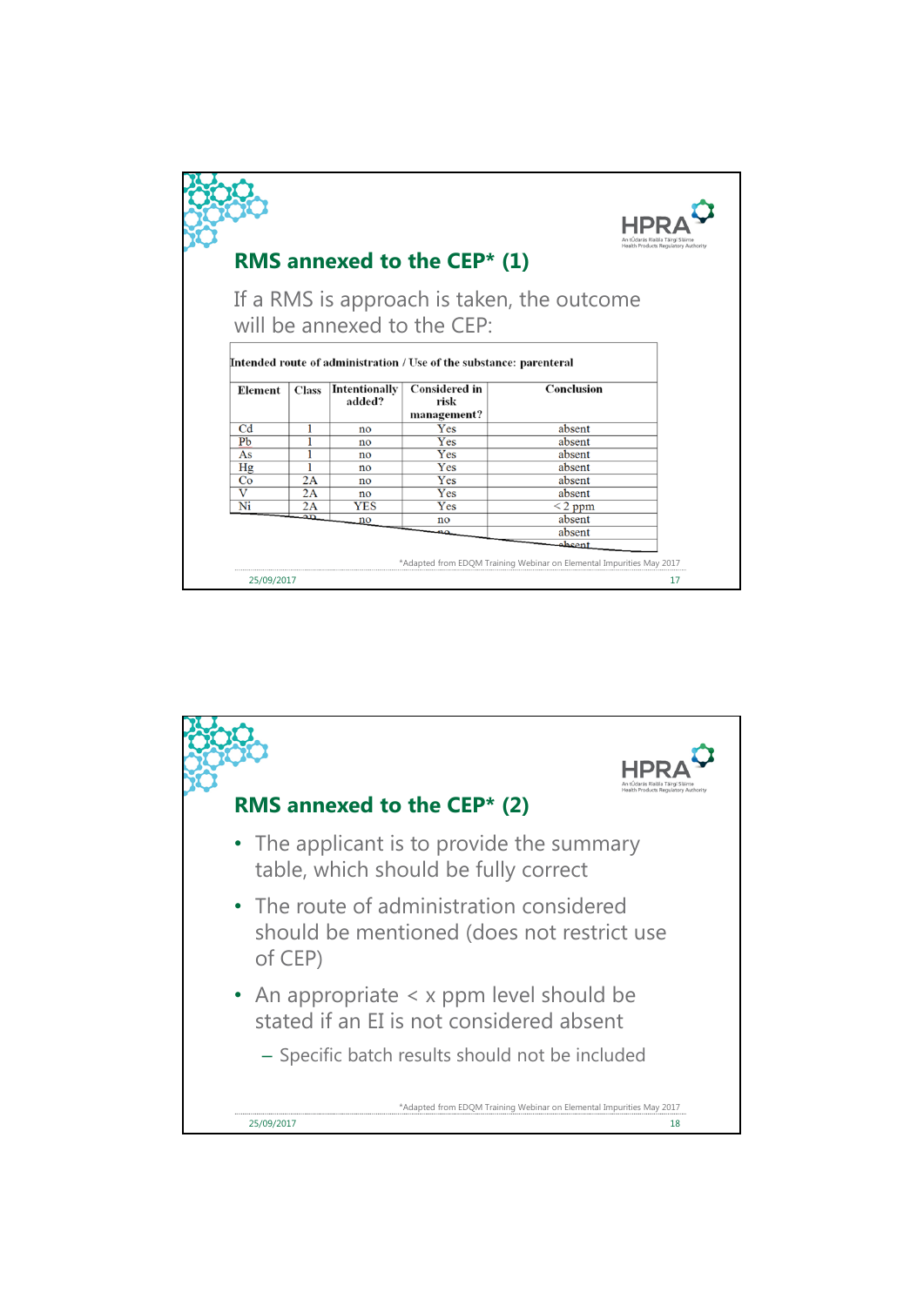## RMS annexed to the CEP* (1)

If a RMS is approach is taken, the outcome will be annexed to the CEP:

| Intended route of administration / Use of the substance: parenteral | | | | |
|---|---|---|---|---|
| **Element** | **Class** | **Intentionally added?** | **Considered in risk management?** | **Conclusion** |
| Cd | 1 | no | Yes | absent |
| Pb | 1 | no | Yes | absent |
| As | 1 | no | Yes | absent |
| Hg | 1 | no | Yes | absent |
| Co | 2A | no | Yes | absent |
| V | 2A | no | Yes | absent |
| Ni | 2A | YES | Yes | < 2 ppm |
| | 2B | no | no | absent |
| | | | no | absent |
| | | | | absent |

*Adapted from EDQM Training Webinar on Elemental Impurities May 2017

## RMS annexed to the CEP* (2)

- The applicant is to provide the summary table, which should be fully correct
- The route of administration considered should be mentioned (does not restrict use of CEP)
- An appropriate < x ppm level should be stated if an EI is not considered absent
  - Specific batch results should not be included

*Adapted from EDQM Training Webinar on Elemental Impurities May 2017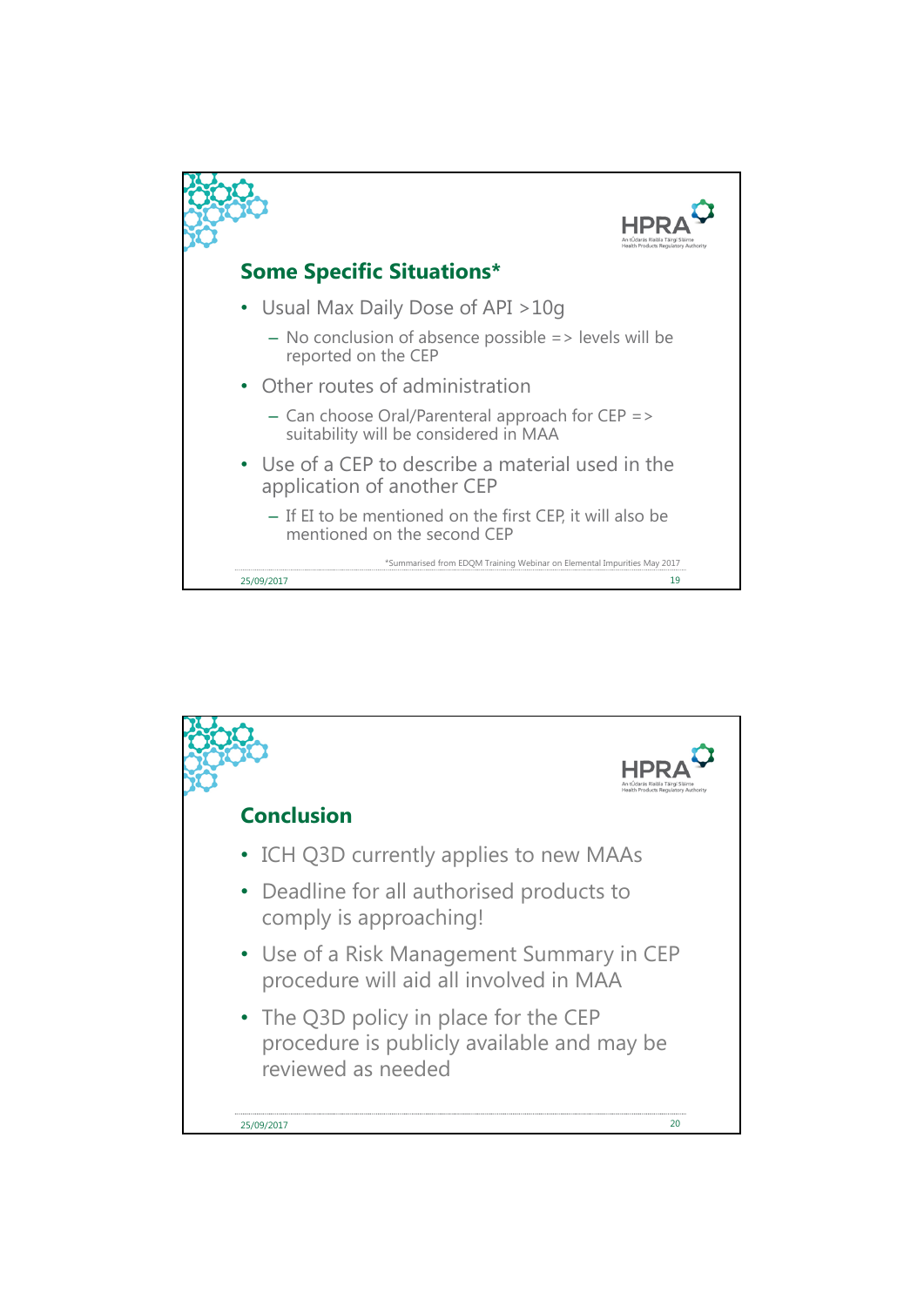## Some Specific Situations*

- Usual Max Daily Dose of API >10g
  - No conclusion of absence possible => levels will be reported on the CEP
- Other routes of administration
  - Can choose Oral/Parenteral approach for CEP => suitability will be considered in MAA
- Use of a CEP to describe a material used in the application of another CEP
  - If EI to be mentioned on the first CEP, it will also be mentioned on the second CEP

*Summarised from EDQM Training Webinar on Elemental Impurities May 2017

## Conclusion

- ICH Q3D currently applies to new MAAs
- Deadline for all authorised products to comply is approaching!
- Use of a Risk Management Summary in CEP procedure will aid all involved in MAA
- The Q3D policy in place for the CEP procedure is publicly available and may be reviewed as needed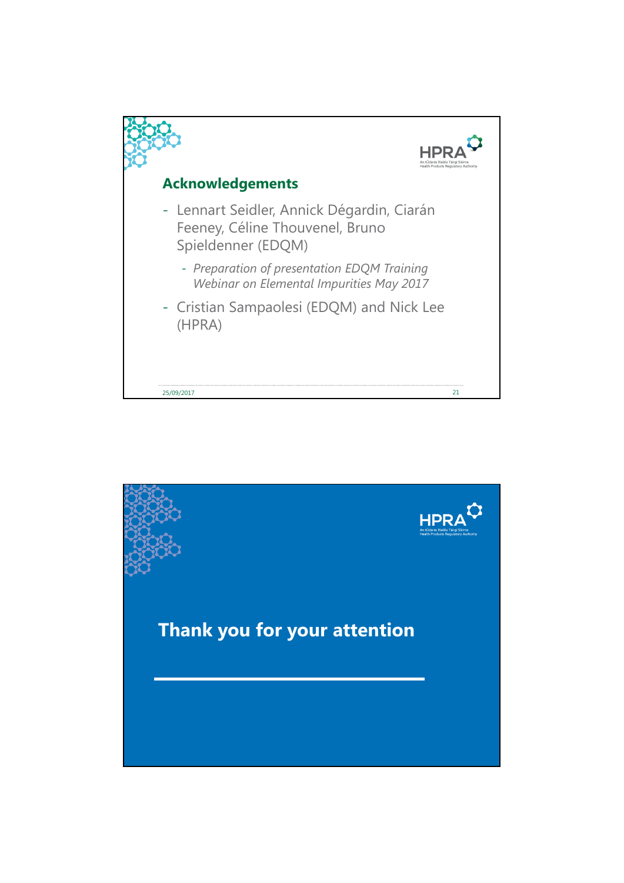## Acknowledgements

- Lennart Seidler, Annick Dégardin, Ciarán Feeney, Céline Thouvenel, Bruno Spieldenner (EDQM)
  - *Preparation of presentation EDQM Training Webinar on Elemental Impurities May 2017*
- Cristian Sampaolesi (EDQM) and Nick Lee (HPRA)

25/09/2017

## Thank you for your attention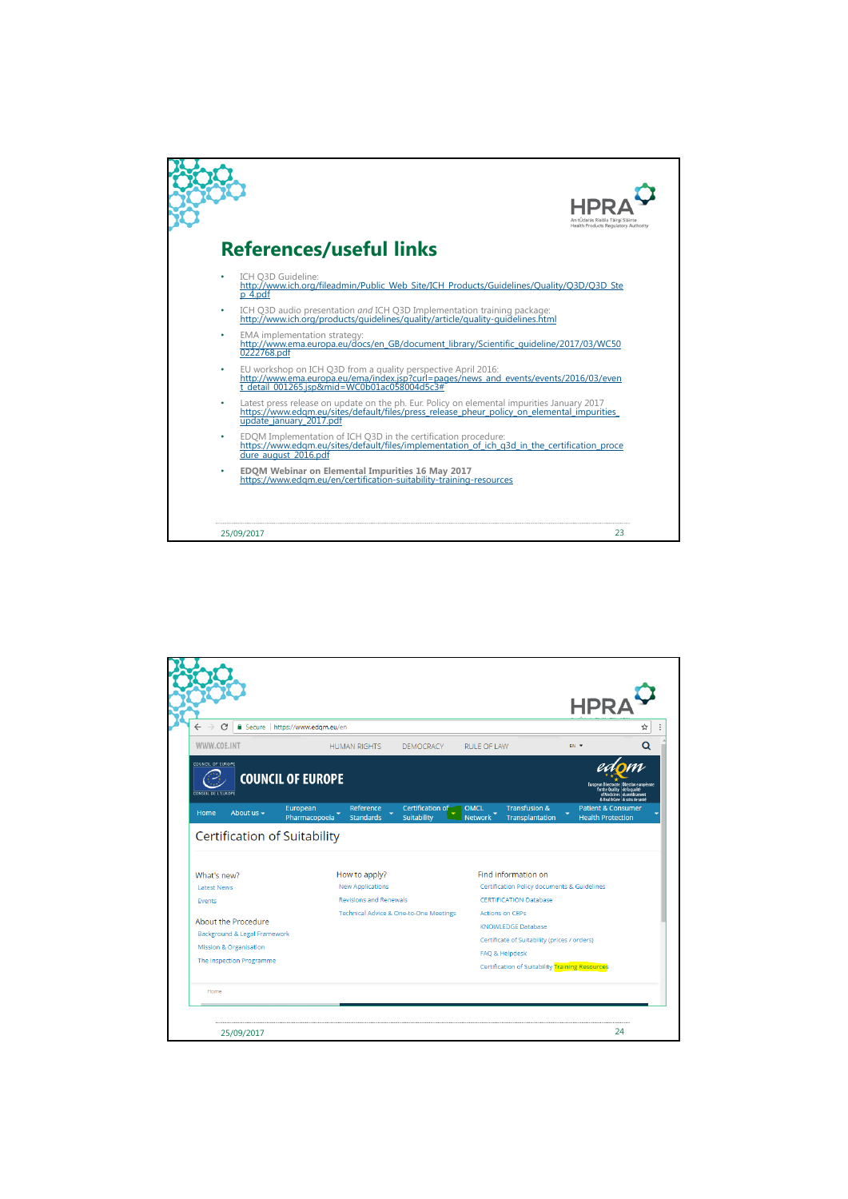# References/useful links

- ICH Q3D Guideline: http://www.ich.org/fileadmin/Public_Web_Site/ICH_Products/Guidelines/Quality/Q3D/Q3D_Step_4.pdf
- ICH Q3D audio presentation *and* ICH Q3D Implementation training package: http://www.ich.org/products/guidelines/quality/article/quality-guidelines.html
- EMA implementation strategy: http://www.ema.europa.eu/docs/en_GB/document_library/Scientific_guideline/2017/03/WC500222768.pdf
- EU workshop on ICH Q3D from a quality perspective April 2016: http://www.ema.europa.eu/ema/index.jsp?curl=pages/news_and_events/events/2016/03/event_detail_001265.jsp&mid=WC0b01ac058004d5c3#
- Latest press release on update on the ph. Eur. Policy on elemental impurities January 2017 https://www.edqm.eu/sites/default/files/press_release_pheur_policy_on_elemental_impurities_update_january_2017.pdf
- EDQM Implementation of ICH Q3D in the certification procedure: https://www.edqm.eu/sites/default/files/implementation_of_ich_q3d_in_the_certification_procedure_august_2016.pdf
- **EDQM Webinar on Elemental Impurities 16 May 2017** https://www.edqm.eu/en/certification-suitability-training-resources

---

Secure | https://www.edqm.eu/en

WWW.COE.INT HUMAN RIGHTS DEMOCRACY RULE OF LAW EN

COUNCIL OF EUROPE

Home | About us | European Pharmacopoeia | Reference Standards | Certification of Suitability | OMCL Network | Transfusion & Transplantation | Patient & Consumer Health Protection

## Certification of Suitability

What's new?
- Latest News
- Events

About the Procedure
- Background & Legal Framework
- Mission & Organisation
- The Inspection Programme

How to apply?
- New Applications
- Revisions and Renewals
- Technical Advice & One-to-One Meetings

Find information on
- Certification Policy documents & Guidelines
- CERTIFICATION Database
- Actions on CEPs
- KNOWLEDGE Database
- Certificate of Suitability (prices / orders)
- FAQ & Helpdesk
- Certification of Suitability Training Resources

Home